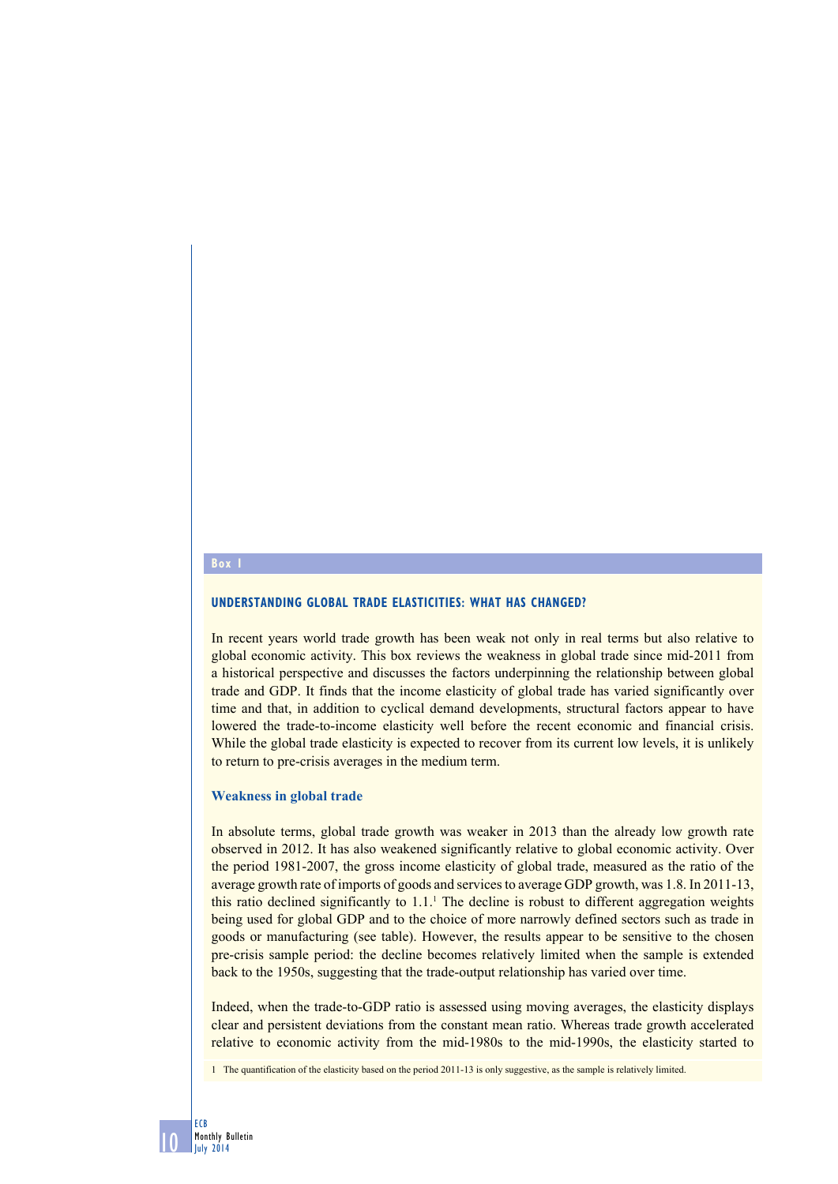**Box 1**

### UNDERSTANDING GLOBAL TRADE ELASTICITIES: WHAT HAS CHANGED?

In recent years world trade growth has been weak not only in real terms but also relative to global economic activity. This box reviews the weakness in global trade since mid-2011 from a historical perspective and discusses the factors underpinning the relationship between global trade and GDP. It finds that the income elasticity of global trade has varied significantly over time and that, in addition to cyclical demand developments, structural factors appear to have lowered the trade-to-income elasticity well before the recent economic and financial crisis. While the global trade elasticity is expected to recover from its current low levels, it is unlikely to return to pre-crisis averages in the medium term.

#### Weakness in global trade

In absolute terms, global trade growth was weaker in 2013 than the already low growth rate observed in 2012. It has also weakened significantly relative to global economic activity. Over the period 1981-2007, the gross income elasticity of global trade, measured as the ratio of the average growth rate of imports of goods and services to average GDP growth, was 1.8. In 2011-13, this ratio declined significantly to 1.1.[1] The decline is robust to different aggregation weights being used for global GDP and to the choice of more narrowly defined sectors such as trade in goods or manufacturing (see table). However, the results appear to be sensitive to the chosen pre-crisis sample period: the decline becomes relatively limited when the sample is extended back to the 1950s, suggesting that the trade-output relationship has varied over time.

Indeed, when the trade-to-GDP ratio is assessed using moving averages, the elasticity displays clear and persistent deviations from the constant mean ratio. Whereas trade growth accelerated relative to economic activity from the mid-1980s to the mid-1990s, the elasticity started to

1 The quantification of the elasticity based on the period 2011-13 is only suggestive, as the sample is relatively limited.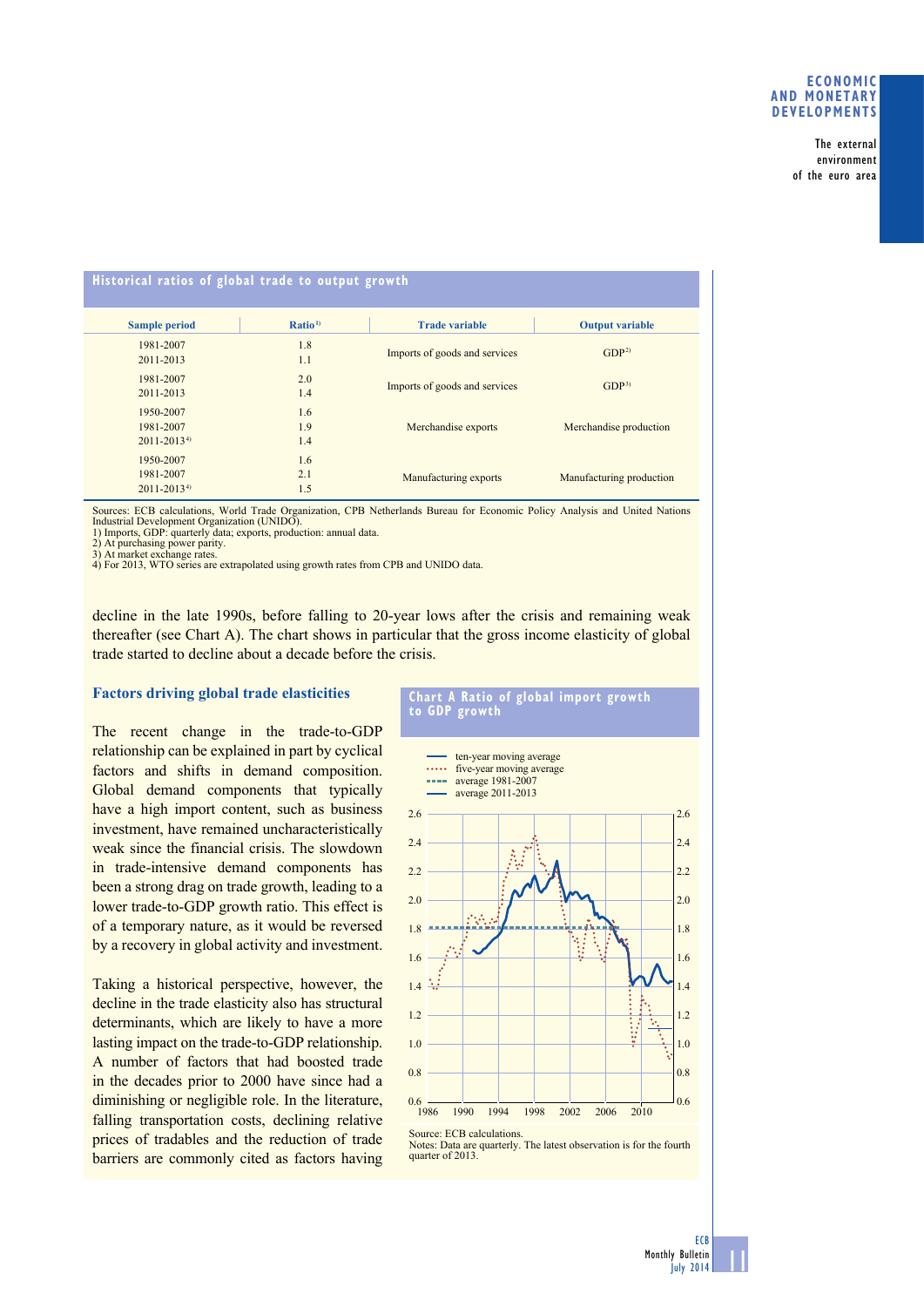### Historical ratios of global trade to output growth

| Sample period | Ratio[1] | Trade variable | Output variable |
|---|---|---|---|
| 1981-2007 | 1.8 | Imports of goods and services | GDP[2] |
| 2011-2013 | 1.1 | | |
| 1981-2007 | 2.0 | Imports of goods and services | GDP[3] |
| 2011-2013 | 1.4 | | |
| 1950-2007 | 1.6 | Merchandise exports | Merchandise production |
| 1981-2007 | 1.9 | | |
| 2011-2013[4] | 1.4 | | |
| 1950-2007 | 1.6 | Manufacturing exports | Manufacturing production |
| 1981-2007 | 2.1 | | |
| 2011-2013[4] | 1.5 | | |

Sources: ECB calculations, World Trade Organization, CPB Netherlands Bureau for Economic Policy Analysis and United Nations Industrial Development Organization (UNIDO).
1) Imports, GDP: quarterly data; exports, production: annual data.
2) At purchasing power parity.
3) At market exchange rates.
4) For 2013, WTO series are extrapolated using growth rates from CPB and UNIDO data.

decline in the late 1990s, before falling to 20-year lows after the crisis and remaining weak thereafter (see Chart A). The chart shows in particular that the gross income elasticity of global trade started to decline about a decade before the crisis.

### Factors driving global trade elasticities

The recent change in the trade-to-GDP relationship can be explained in part by cyclical factors and shifts in demand composition. Global demand components that typically have a high import content, such as business investment, have remained uncharacteristically weak since the financial crisis. The slowdown in trade-intensive demand components has been a strong drag on trade growth, leading to a lower trade-to-GDP growth ratio. This effect is of a temporary nature, as it would be reversed by a recovery in global activity and investment.

Taking a historical perspective, however, the decline in the trade elasticity also has structural determinants, which are likely to have a more lasting impact on the trade-to-GDP relationship. A number of factors that had boosted trade in the decades prior to 2000 have since had a diminishing or negligible role. In the literature, falling transportation costs, declining relative prices of tradables and the reduction of trade barriers are commonly cited as factors having

**Chart A Ratio of global import growth to GDP growth**

Source: ECB calculations.
Notes: Data are quarterly. The latest observation is for the fourth quarter of 2013.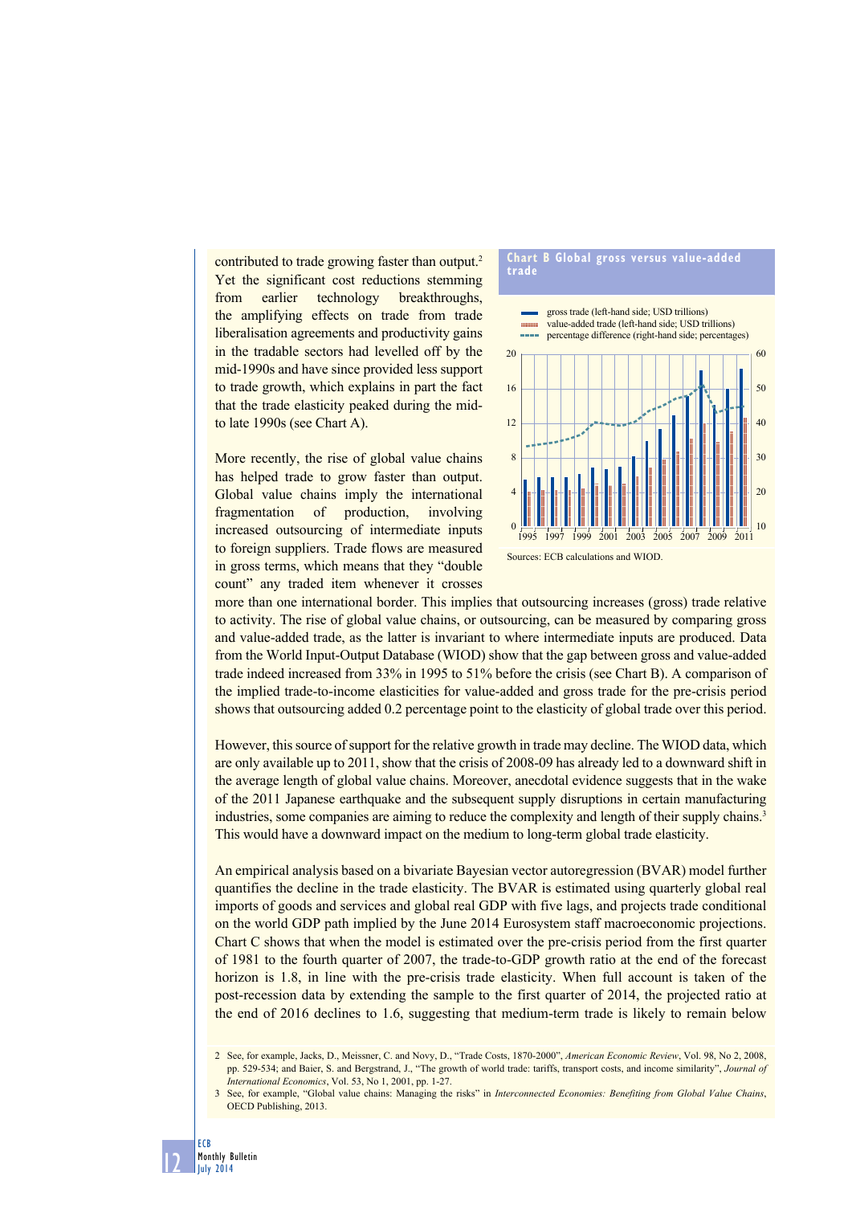contributed to trade growing faster than output.[2] Yet the significant cost reductions stemming from earlier technology breakthroughs, the amplifying effects on trade from trade liberalisation agreements and productivity gains in the tradable sectors had levelled off by the mid-1990s and have since provided less support to trade growth, which explains in part the fact that the trade elasticity peaked during the mid- to late 1990s (see Chart A).

More recently, the rise of global value chains has helped trade to grow faster than output. Global value chains imply the international fragmentation of production, involving increased outsourcing of intermediate inputs to foreign suppliers. Trade flows are measured in gross terms, which means that they "double count" any traded item whenever it crosses more than one international border. This implies that outsourcing increases (gross) trade relative to activity. The rise of global value chains, or outsourcing, can be measured by comparing gross and value-added trade, as the latter is invariant to where intermediate inputs are produced. Data from the World Input-Output Database (WIOD) show that the gap between gross and value-added trade indeed increased from 33% in 1995 to 51% before the crisis (see Chart B). A comparison of the implied trade-to-income elasticities for value-added and gross trade for the pre-crisis period shows that outsourcing added 0.2 percentage point to the elasticity of global trade over this period.

**Chart B Global gross versus value-added trade**

- gross trade (left-hand side; USD trillions)
- value-added trade (left-hand side; USD trillions)
- percentage difference (right-hand side; percentages)

Sources: ECB calculations and WIOD.

However, this source of support for the relative growth in trade may decline. The WIOD data, which are only available up to 2011, show that the crisis of 2008-09 has already led to a downward shift in the average length of global value chains. Moreover, anecdotal evidence suggests that in the wake of the 2011 Japanese earthquake and the subsequent supply disruptions in certain manufacturing industries, some companies are aiming to reduce the complexity and length of their supply chains.[3] This would have a downward impact on the medium to long-term global trade elasticity.

An empirical analysis based on a bivariate Bayesian vector autoregression (BVAR) model further quantifies the decline in the trade elasticity. The BVAR is estimated using quarterly global real imports of goods and services and global real GDP with five lags, and projects trade conditional on the world GDP path implied by the June 2014 Eurosystem staff macroeconomic projections. Chart C shows that when the model is estimated over the pre-crisis period from the first quarter of 1981 to the fourth quarter of 2007, the trade-to-GDP growth ratio at the end of the forecast horizon is 1.8, in line with the pre-crisis trade elasticity. When full account is taken of the post-recession data by extending the sample to the first quarter of 2014, the projected ratio at the end of 2016 declines to 1.6, suggesting that medium-term trade is likely to remain below

2 See, for example, Jacks, D., Meissner, C. and Novy, D., "Trade Costs, 1870-2000", *American Economic Review*, Vol. 98, No 2, 2008, pp. 529-534; and Baier, S. and Bergstrand, J., "The growth of world trade: tariffs, transport costs, and income similarity", *Journal of International Economics*, Vol. 53, No 1, 2001, pp. 1-27.

3 See, for example, "Global value chains: Managing the risks" in *Interconnected Economies: Benefiting from Global Value Chains*, OECD Publishing, 2013.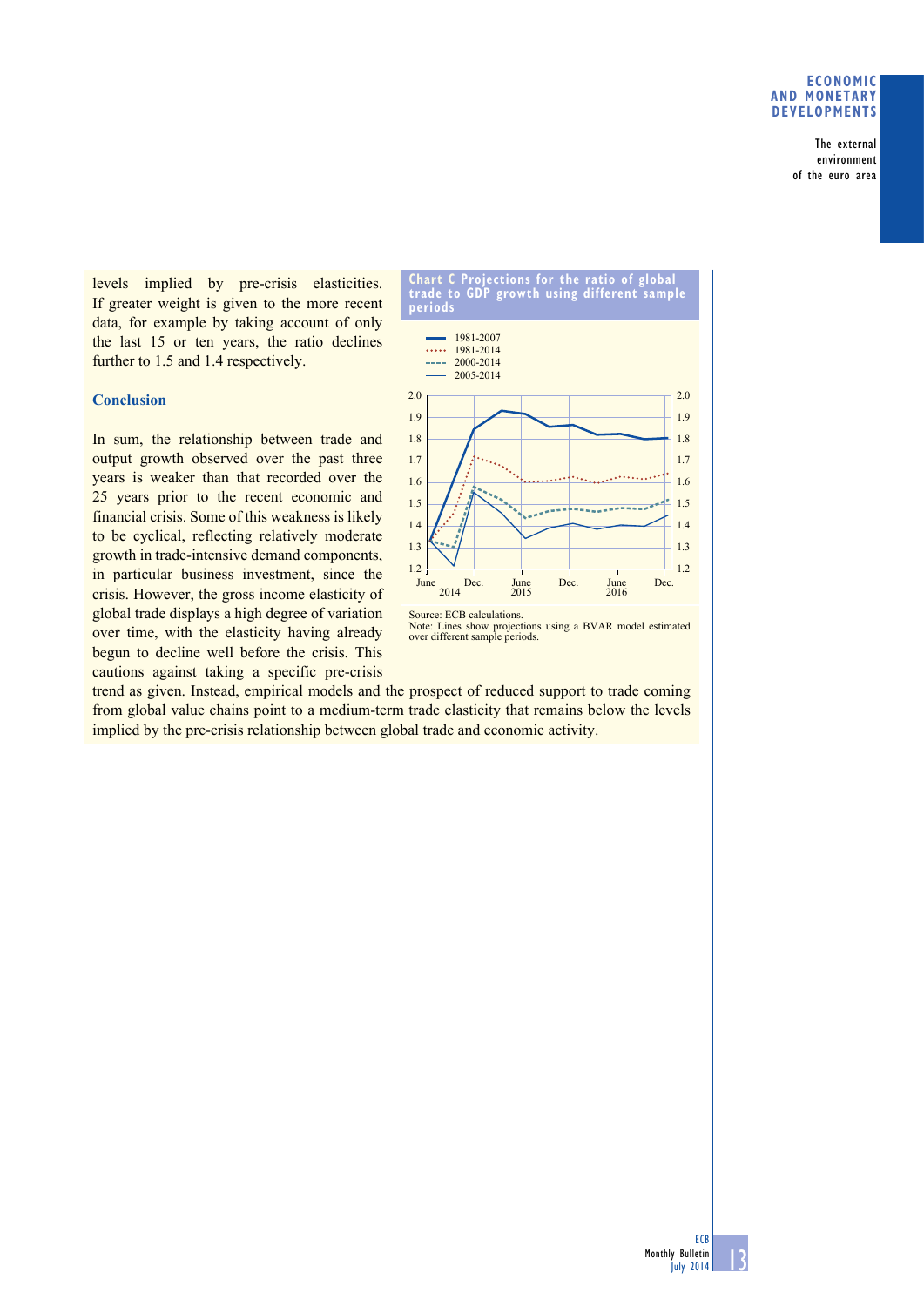levels implied by pre-crisis elasticities. If greater weight is given to the more recent data, for example by taking account of only the last 15 or ten years, the ratio declines further to 1.5 and 1.4 respectively.

### Conclusion

In sum, the relationship between trade and output growth observed over the past three years is weaker than that recorded over the 25 years prior to the recent economic and financial crisis. Some of this weakness is likely to be cyclical, reflecting relatively moderate growth in trade-intensive demand components, in particular business investment, since the crisis. However, the gross income elasticity of global trade displays a high degree of variation over time, with the elasticity having already begun to decline well before the crisis. This cautions against taking a specific pre-crisis trend as given. Instead, empirical models and the prospect of reduced support to trade coming from global value chains point to a medium-term trade elasticity that remains below the levels implied by the pre-crisis relationship between global trade and economic activity.

**Chart C Projections for the ratio of global trade to GDP growth using different sample periods**

1981-2007
1981-2014
2000-2014
2005-2014

2.0
1.9
1.8
1.7
1.6
1.5
1.4
1.3
1.2

June 2014
Dec.
June 2015
Dec.
June 2016
Dec.

Source: ECB calculations.
Note: Lines show projections using a BVAR model estimated over different sample periods.